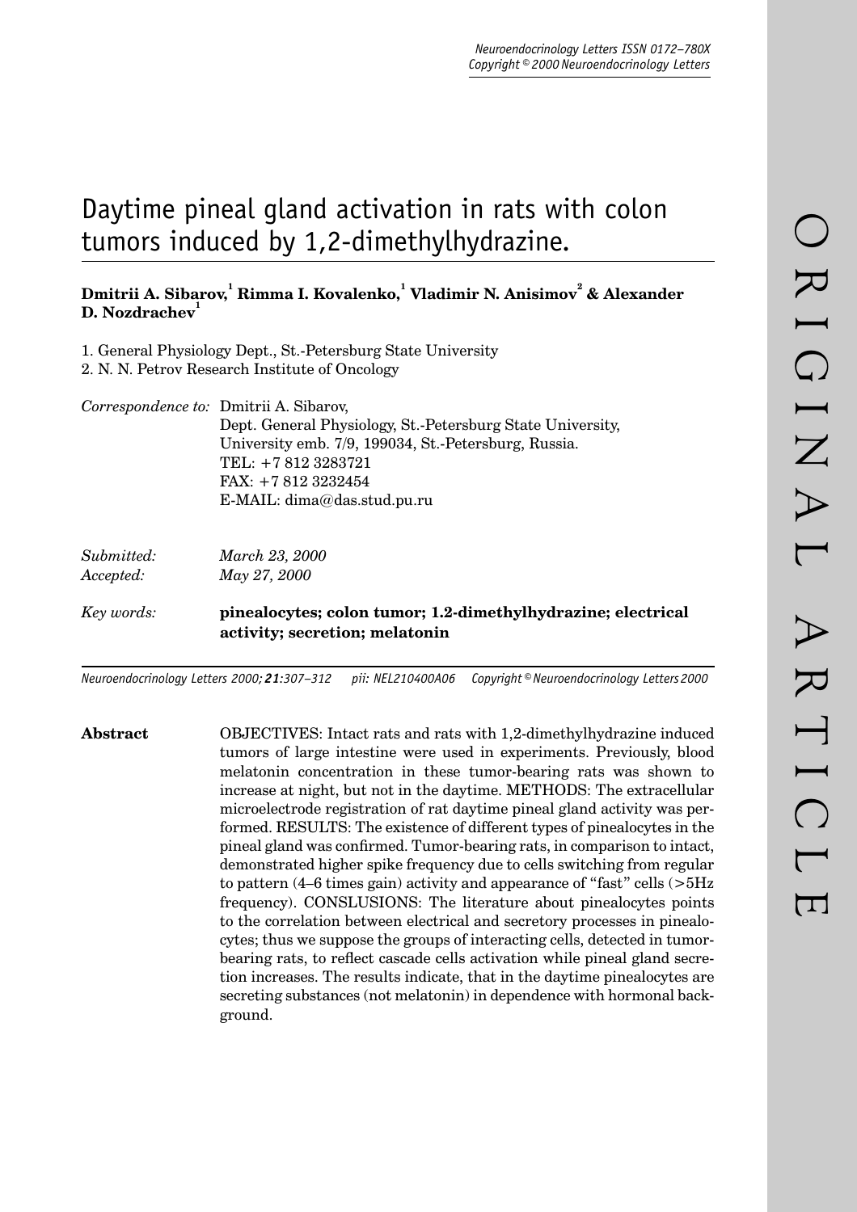# Daytime pineal gland activation in rats with colon tumors induced by 1,2-dimethylhydrazine.

**Dmitrii A. Sibarov,[1] Rimma I. Kovalenko,[1] Vladimir N. Anisimov[2] & Alexander D. Nozdrachev[1]**

1. General Physiology Dept., St.-Petersburg State University
2. N. N. Petrov Research Institute of Oncology

*Correspondence to:* Dmitrii A. Sibarov,
Dept. General Physiology, St.-Petersburg State University,
University emb. 7/9, 199034, St.-Petersburg, Russia.
TEL: +7 812 3283721
FAX: +7 812 3232454
E-MAIL: dima@das.stud.pu.ru

*Submitted:* *March 23, 2000*
*Accepted:* *May 27, 2000*

*Key words:* **pinealocytes; colon tumor; 1.2-dimethylhydrazine; electrical activity; secretion; melatonin**

*Neuroendocrinology Letters 2000; **21**:307–312 pii: NEL210400A06 Copyright © Neuroendocrinology Letters 2000*

**Abstract** OBJECTIVES: Intact rats and rats with 1,2-dimethylhydrazine induced tumors of large intestine were used in experiments. Previously, blood melatonin concentration in these tumor-bearing rats was shown to increase at night, but not in the daytime. METHODS: The extracellular microelectrode registration of rat daytime pineal gland activity was performed. RESULTS: The existence of different types of pinealocytes in the pineal gland was confirmed. Tumor-bearing rats, in comparison to intact, demonstrated higher spike frequency due to cells switching from regular to pattern (4–6 times gain) activity and appearance of "fast" cells (>5Hz frequency). CONSLUSIONS: The literature about pinealocytes points to the correlation between electrical and secretory processes in pinealocytes; thus we suppose the groups of interacting cells, detected in tumor-bearing rats, to reflect cascade cells activation while pineal gland secretion increases. The results indicate, that in the daytime pinealocytes are secreting substances (not melatonin) in dependence with hormonal background.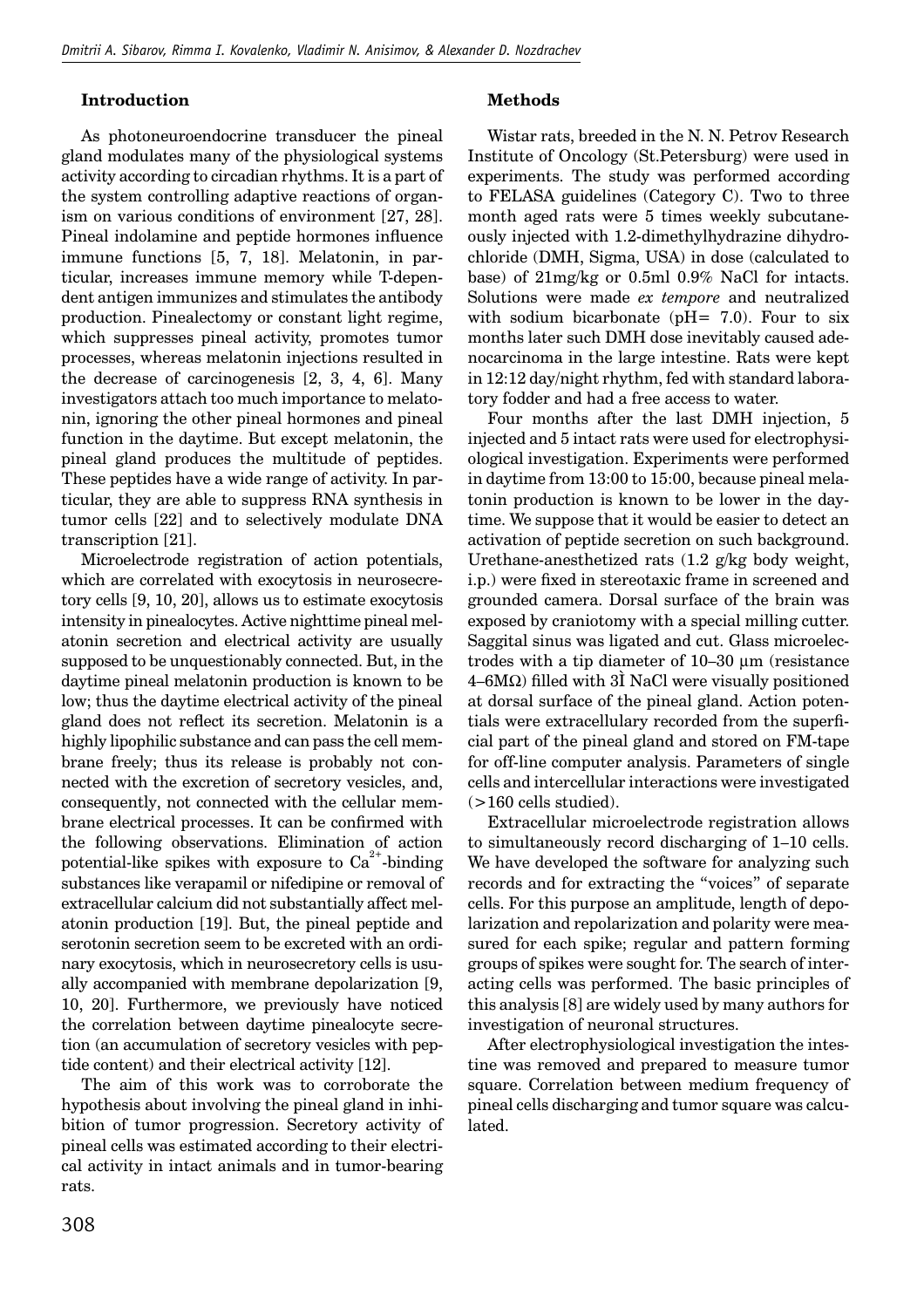## Introduction

As photoneuroendocrine transducer the pineal gland modulates many of the physiological systems activity according to circadian rhythms. It is a part of the system controlling adaptive reactions of organism on various conditions of environment [27, 28]. Pineal indolamine and peptide hormones influence immune functions [5, 7, 18]. Melatonin, in particular, increases immune memory while T-dependent antigen immunizes and stimulates the antibody production. Pinealectomy or constant light regime, which suppresses pineal activity, promotes tumor processes, whereas melatonin injections resulted in the decrease of carcinogenesis [2, 3, 4, 6]. Many investigators attach too much importance to melatonin, ignoring the other pineal hormones and pineal function in the daytime. But except melatonin, the pineal gland produces the multitude of peptides. These peptides have a wide range of activity. In particular, they are able to suppress RNA synthesis in tumor cells [22] and to selectively modulate DNA transcription [21].

Microelectrode registration of action potentials, which are correlated with exocytosis in neurosecretory cells [9, 10, 20], allows us to estimate exocytosis intensity in pinealocytes. Active nighttime pineal melatonin secretion and electrical activity are usually supposed to be unquestionably connected. But, in the daytime pineal melatonin production is known to be low; thus the daytime electrical activity of the pineal gland does not reflect its secretion. Melatonin is a highly lipophilic substance and can pass the cell membrane freely; thus its release is probably not connected with the excretion of secretory vesicles, and, consequently, not connected with the cellular membrane electrical processes. It can be confirmed with the following observations. Elimination of action potential-like spikes with exposure to $Ca^{2+}$-binding substances like verapamil or nifedipine or removal of extracellular calcium did not substantially affect melatonin production [19]. But, the pineal peptide and serotonin secretion seem to be excreted with an ordinary exocytosis, which in neurosecretory cells is usually accompanied with membrane depolarization [9, 10, 20]. Furthermore, we previously have noticed the correlation between daytime pinealocyte secretion (an accumulation of secretory vesicles with peptide content) and their electrical activity [12].

The aim of this work was to corroborate the hypothesis about involving the pineal gland in inhibition of tumor progression. Secretory activity of pineal cells was estimated according to their electrical activity in intact animals and in tumor-bearing rats.

## Methods

Wistar rats, breeded in the N. N. Petrov Research Institute of Oncology (St.Petersburg) were used in experiments. The study was performed according to FELASA guidelines (Category C). Two to three month aged rats were 5 times weekly subcutaneously injected with 1.2-dimethylhydrazine dihydrochloride (DMH, Sigma, USA) in dose (calculated to base) of 21mg/kg or 0.5ml 0.9% NaCl for intacts. Solutions were made *ex tempore* and neutralized with sodium bicarbonate (pH= 7.0). Four to six months later such DMH dose inevitably caused adenocarcinoma in the large intestine. Rats were kept in 12:12 day/night rhythm, fed with standard laboratory fodder and had a free access to water.

Four months after the last DMH injection, 5 injected and 5 intact rats were used for electrophysiological investigation. Experiments were performed in daytime from 13:00 to 15:00, because pineal melatonin production is known to be lower in the daytime. We suppose that it would be easier to detect an activation of peptide secretion on such background. Urethane-anesthetized rats (1.2 g/kg body weight, i.p.) were fixed in stereotaxic frame in screened and grounded camera. Dorsal surface of the brain was exposed by craniotomy with a special milling cutter. Saggital sinus was ligated and cut. Glass microelectrodes with a tip diameter of 10–30 µm (resistance 4–6MΩ) filled with 3Ì NaCl were visually positioned at dorsal surface of the pineal gland. Action potentials were extracellulary recorded from the superficial part of the pineal gland and stored on FM-tape for off-line computer analysis. Parameters of single cells and intercellular interactions were investigated (>160 cells studied).

Extracellular microelectrode registration allows to simultaneously record discharging of 1–10 cells. We have developed the software for analyzing such records and for extracting the "voices" of separate cells. For this purpose an amplitude, length of depolarization and repolarization and polarity were measured for each spike; regular and pattern forming groups of spikes were sought for. The search of interacting cells was performed. The basic principles of this analysis [8] are widely used by many authors for investigation of neuronal structures.

After electrophysiological investigation the intestine was removed and prepared to measure tumor square. Correlation between medium frequency of pineal cells discharging and tumor square was calculated.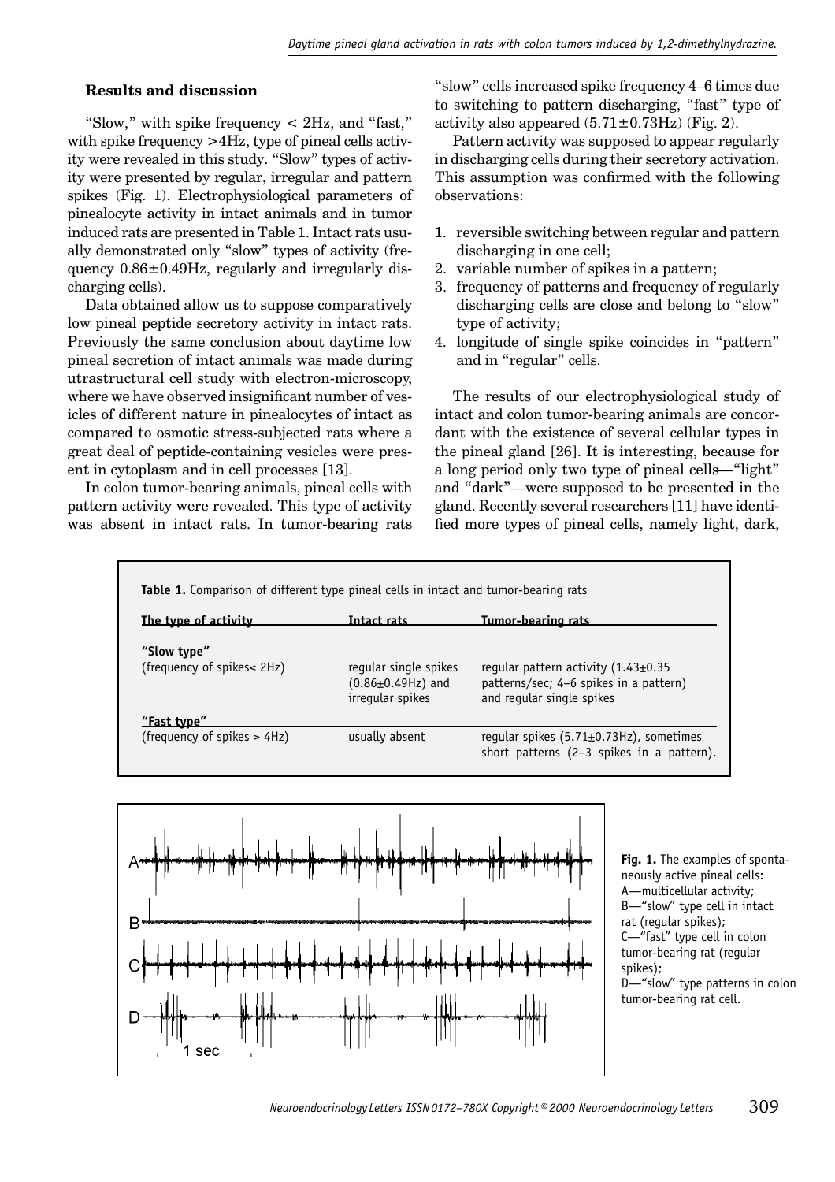## Results and discussion

"Slow," with spike frequency < 2Hz, and "fast," with spike frequency >4Hz, type of pineal cells activity were revealed in this study. "Slow" types of activity were presented by regular, irregular and pattern spikes (Fig. 1). Electrophysiological parameters of pinealocyte activity in intact animals and in tumor induced rats are presented in Table 1. Intact rats usually demonstrated only "slow" types of activity (frequency $0.86\pm0.49$Hz, regularly and irregularly discharging cells).

Data obtained allow us to suppose comparatively low pineal peptide secretory activity in intact rats. Previously the same conclusion about daytime low pineal secretion of intact animals was made during utrastructural cell study with electron-microscopy, where we have observed insignificant number of vesicles of different nature in pinealocytes of intact as compared to osmotic stress-subjected rats where a great deal of peptide-containing vesicles were present in cytoplasm and in cell processes [13].

In colon tumor-bearing animals, pineal cells with pattern activity were revealed. This type of activity was absent in intact rats. In tumor-bearing rats "slow" cells increased spike frequency 4–6 times due to switching to pattern discharging, "fast" type of activity also appeared ($5.71\pm0.73$Hz) (Fig. 2).

Pattern activity was supposed to appear regularly in discharging cells during their secretory activation. This assumption was confirmed with the following observations:

1. reversible switching between regular and pattern discharging in one cell;
2. variable number of spikes in a pattern;
3. frequency of patterns and frequency of regularly discharging cells are close and belong to "slow" type of activity;
4. longitude of single spike coincides in "pattern" and in "regular" cells.

The results of our electrophysiological study of intact and colon tumor-bearing animals are concordant with the existence of several cellular types in the pineal gland [26]. It is interesting, because for a long period only two type of pineal cells—"light" and "dark"—were supposed to be presented in the gland. Recently several researchers [11] have identified more types of pineal cells, namely light, dark,

**Table 1.** Comparison of different type pineal cells in intact and tumor-bearing rats

| The type of activity | Intact rats | Tumor-bearing rats |
|---|---|---|
| **"Slow type"** (frequency of spikes< 2Hz) | regular single spikes ($0.86\pm0.49$Hz) and irregular spikes | regular pattern activity ($1.43\pm0.35$ patterns/sec; 4–6 spikes in a pattern) and regular single spikes |
| **"Fast type"** (frequency of spikes > 4Hz) | usually absent | regular spikes ($5.71\pm0.73$Hz), sometimes short patterns (2–3 spikes in a pattern). |

**Fig. 1.** The examples of spontaneously active pineal cells: A—multicellular activity; B—"slow" type cell in intact rat (regular spikes); C—"fast" type cell in colon tumor-bearing rat (regular spikes); D—"slow" type patterns in colon tumor-bearing rat cell.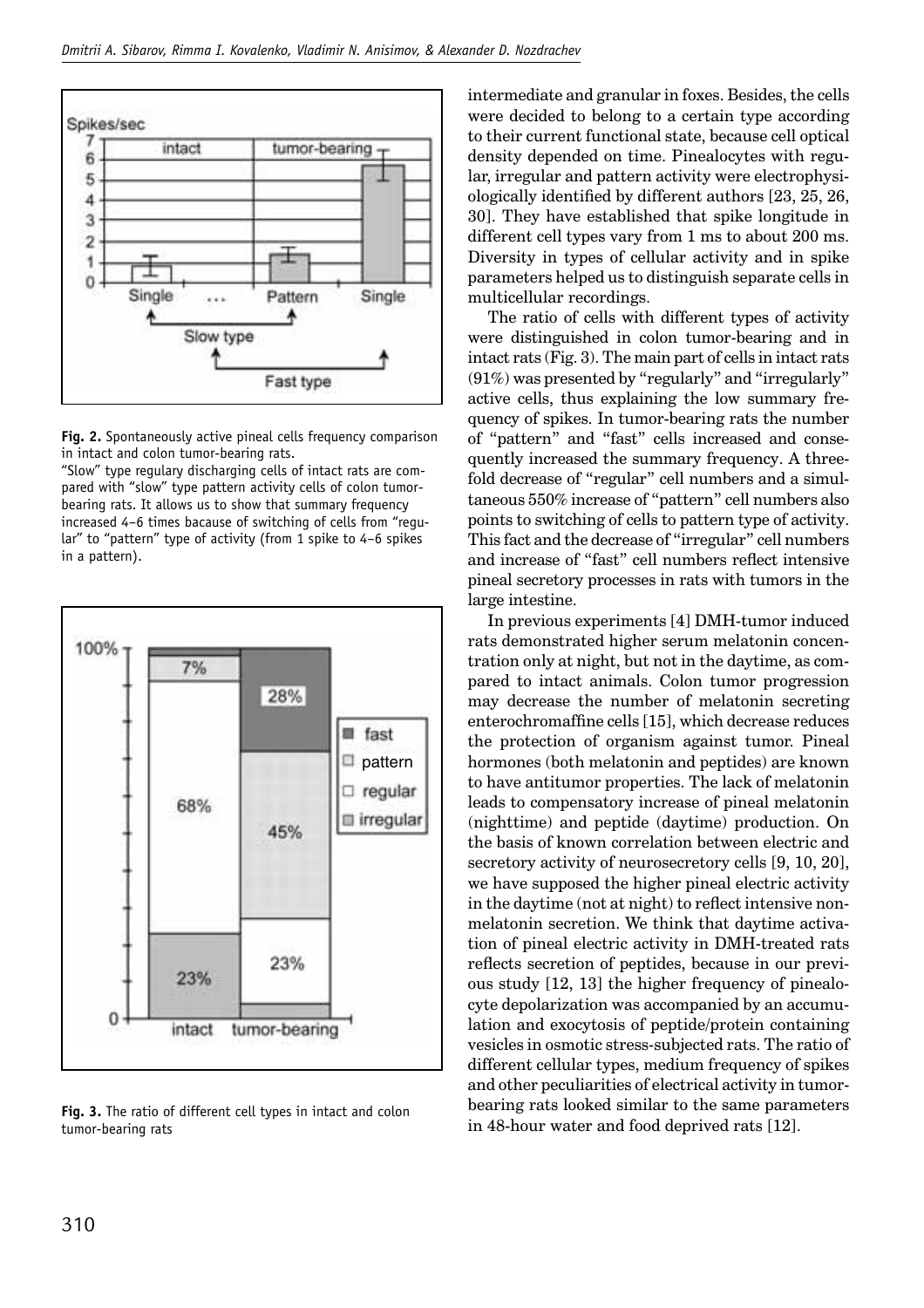**Fig. 2.** Spontaneously active pineal cells frequency comparison in intact and colon tumor-bearing rats.
"Slow" type regulary discharging cells of intact rats are compared with "slow" type pattern activity cells of colon tumor-bearing rats. It allows us to show that summary frequency increased 4–6 times bacause of switching of cells from "regular" to "pattern" type of activity (from 1 spike to 4–6 spikes in a pattern).

**Fig. 3.** The ratio of different cell types in intact and colon tumor-bearing rats

intermediate and granular in foxes. Besides, the cells were decided to belong to a certain type according to their current functional state, because cell optical density depended on time. Pinealocytes with regular, irregular and pattern activity were electrophysiologically identified by different authors [23, 25, 26, 30]. They have established that spike longitude in different cell types vary from 1 ms to about 200 ms. Diversity in types of cellular activity and in spike parameters helped us to distinguish separate cells in multicellular recordings.

The ratio of cells with different types of activity were distinguished in colon tumor-bearing and in intact rats (Fig. 3). The main part of cells in intact rats (91%) was presented by "regularly" and "irregularly" active cells, thus explaining the low summary frequency of spikes. In tumor-bearing rats the number of "pattern" and "fast" cells increased and consequently increased the summary frequency. A threefold decrease of "regular" cell numbers and a simultaneous 550% increase of "pattern" cell numbers also points to switching of cells to pattern type of activity. This fact and the decrease of "irregular" cell numbers and increase of "fast" cell numbers reflect intensive pineal secretory processes in rats with tumors in the large intestine.

In previous experiments [4] DMH-tumor induced rats demonstrated higher serum melatonin concentration only at night, but not in the daytime, as compared to intact animals. Colon tumor progression may decrease the number of melatonin secreting enterochromaffine cells [15], which decrease reduces the protection of organism against tumor. Pineal hormones (both melatonin and peptides) are known to have antitumor properties. The lack of melatonin leads to compensatory increase of pineal melatonin (nighttime) and peptide (daytime) production. On the basis of known correlation between electric and secretory activity of neurosecretory cells [9, 10, 20], we have supposed the higher pineal electric activity in the daytime (not at night) to reflect intensive non-melatonin secretion. We think that daytime activation of pineal electric activity in DMH-treated rats reflects secretion of peptides, because in our previous study [12, 13] the higher frequency of pinealocyte depolarization was accompanied by an accumulation and exocytosis of peptide/protein containing vesicles in osmotic stress-subjected rats. The ratio of different cellular types, medium frequency of spikes and other peculiarities of electrical activity in tumor-bearing rats looked similar to the same parameters in 48-hour water and food deprived rats [12].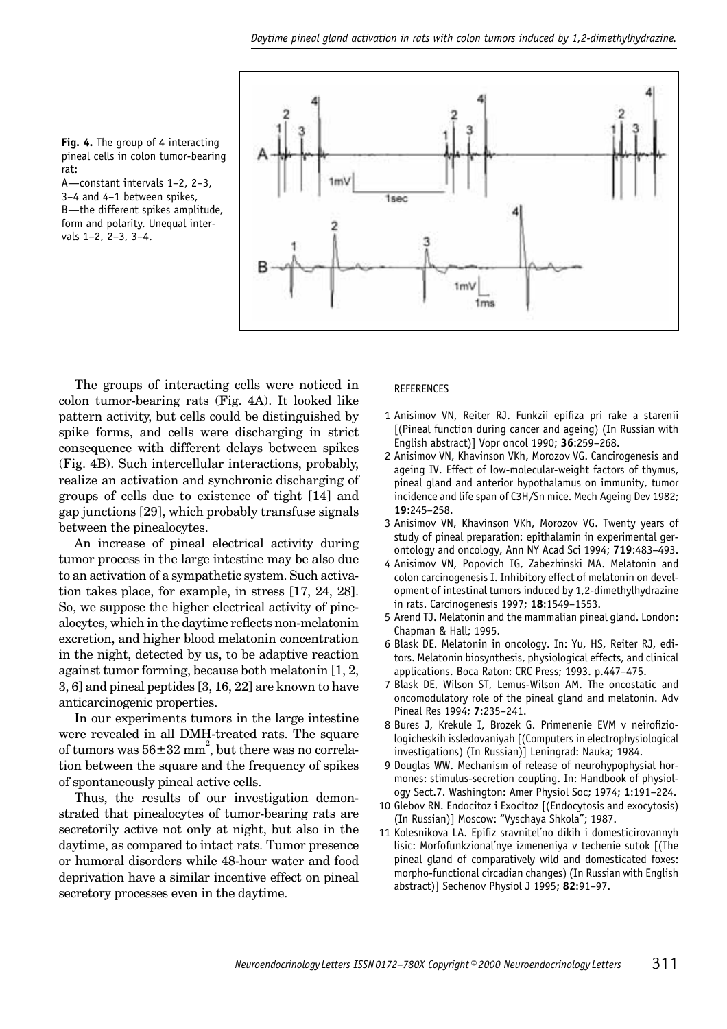**Fig. 4.** The group of 4 interacting pineal cells in colon tumor-bearing rat:
A—constant intervals 1–2, 2–3, 3–4 and 4–1 between spikes,
B—the different spikes amplitude, form and polarity. Unequal intervals 1–2, 2–3, 3–4.

The groups of interacting cells were noticed in colon tumor-bearing rats (Fig. 4A). It looked like pattern activity, but cells could be distinguished by spike forms, and cells were discharging in strict consequence with different delays between spikes (Fig. 4B). Such intercellular interactions, probably, realize an activation and synchronic discharging of groups of cells due to existence of tight [14] and gap junctions [29], which probably transfuse signals between the pinealocytes.

An increase of pineal electrical activity during tumor process in the large intestine may be also due to an activation of a sympathetic system. Such activation takes place, for example, in stress [17, 24, 28]. So, we suppose the higher electrical activity of pinealocytes, which in the daytime reflects non-melatonin excretion, and higher blood melatonin concentration in the night, detected by us, to be adaptive reaction against tumor forming, because both melatonin [1, 2, 3, 6] and pineal peptides [3, 16, 22] are known to have anticarcinogenic properties.

In our experiments tumors in the large intestine were revealed in all DMH-treated rats. The square of tumors was $56 \pm 32$ mm$^2$, but there was no correlation between the square and the frequency of spikes of spontaneously pineal active cells.

Thus, the results of our investigation demonstrated that pinealocytes of tumor-bearing rats are secretorily active not only at night, but also in the daytime, as compared to intact rats. Tumor presence or humoral disorders while 48-hour water and food deprivation have a similar incentive effect on pineal secretory processes even in the daytime.

REFERENCES

1. Anisimov VN, Reiter RJ. Funkzii epifiza pri rake a starenii [(Pineal function during cancer and ageing) (In Russian with English abstract)] Vopr oncol 1990; **36**:259–268.
2. Anisimov VN, Khavinson VKh, Morozov VG. Cancirogenesis and ageing IV. Effect of low-molecular-weight factors of thymus, pineal gland and anterior hypothalamus on immunity, tumor incidence and life span of C3H/Sn mice. Mech Ageing Dev 1982; **19**:245–258.
3. Anisimov VN, Khavinson VKh, Morozov VG. Twenty years of study of pineal preparation: epithalamin in experimental gerontology and oncology, Ann NY Acad Sci 1994; **719**:483–493.
4. Anisimov VN, Popovich IG, Zabezhinski MA. Melatonin and colon carcinogenesis I. Inhibitory effect of melatonin on development of intestinal tumors induced by 1,2-dimethylhydrazine in rats. Carcinogenesis 1997; **18**:1549–1553.
5. Arend TJ. Melatonin and the mammalian pineal gland. London: Chapman & Hall; 1995.
6. Blask DE. Melatonin in oncology. In: Yu, HS, Reiter RJ, editors. Melatonin biosynthesis, physiological effects, and clinical applications. Boca Raton: CRC Press; 1993. p.447–475.
7. Blask DE, Wilson ST, Lemus-Wilson AM. The oncostatic and oncomodulatory role of the pineal gland and melatonin. Adv Pineal Res 1994; **7**:235–241.
8. Bures J, Krekule I, Brozek G. Primenenie EVM v neirofiziologicheskih issledovaniyah [(Computers in electrophysiological investigations) (In Russian)] Leningrad: Nauka; 1984.
9. Douglas WW. Mechanism of release of neurohypophysial hormones: stimulus-secretion coupling. In: Handbook of physiology Sect.7. Washington: Amer Physiol Soc; 1974; **1**:191–224.
10. Glebov RN. Endocitoz i Exocitoz [(Endocytosis and exocytosis) (In Russian)] Moscow: "Vyschaya Shkola"; 1987.
11. Kolesnikova LA. Epifiz sravnitel'no dikih i domesticirovannyh lisic: Morfofunkzional'nye izmeneniya v techenie sutok [(The pineal gland of comparatively wild and domesticated foxes: morpho-functional circadian changes) (In Russian with English abstract)] Sechenov Physiol J 1995; **82**:91–97.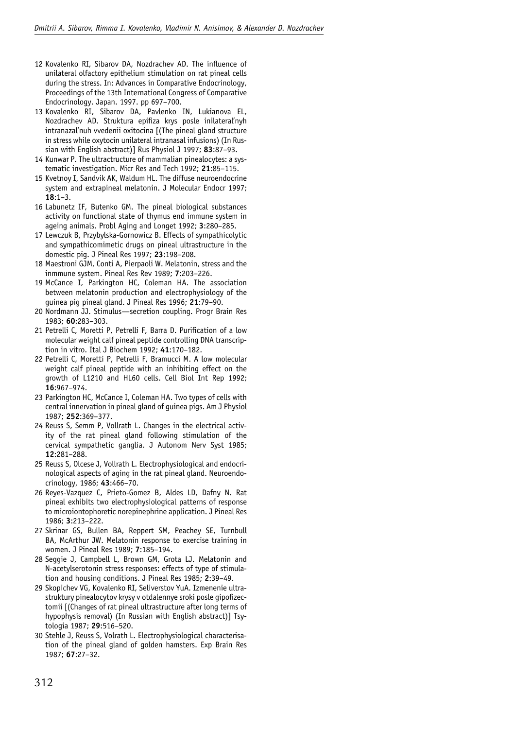12 Kovalenko RI, Sibarov DA, Nozdrachev AD. The influence of unilateral olfactory epithelium stimulation on rat pineal cells during the stress. In: Advances in Comparative Endocrinology, Proceedings of the 13th International Congress of Comparative Endocrinology. Japan. 1997. pp 697–700.

13 Kovalenko RI, Sibarov DA, Pavlenko IN, Lukianova EL, Nozdrachev AD. Struktura epifiza krys posle inilateral'nyh intranazal'nuh vvedenii oxitocina [(The pineal gland structure in stress while oxytocin unilateral intranasal infusions) (In Russian with English abstract)] Rus Physiol J 1997; **83**:87–93.

14 Kunwar P. The ultractructure of mammalian pinealocytes: a systematic investigation. Micr Res and Tech 1992; **21**:85–115.

15 Kvetnoy I, Sandvik AK, Waldum HL. The diffuse neuroendocrine system and extrapineal melatonin. J Molecular Endocr 1997; **18**:1–3.

16 Labunetz IF, Butenko GM. The pineal biological substances activity on functional state of thymus end immune system in ageing animals. Probl Aging and Longet 1992; **3**:280–285.

17 Lewczuk B, Przybylska-Gornowicz B. Effects of sympathicolytic and sympathicomimetic drugs on pineal ultrastructure in the domestic pig. J Pineal Res 1997; **23**:198–208.

18 Maestroni GJM, Conti A, Pierpaoli W. Melatonin, stress and the inmmune system. Pineal Res Rev 1989; **7**:203–226.

19 McCance I, Parkington HC, Coleman HA. The association between melatonin production and electrophysiology of the guinea pig pineal gland. J Pineal Res 1996; **21**:79–90.

20 Nordmann JJ. Stimulus—secretion coupling. Progr Brain Res 1983; **60**:283–303.

21 Petrelli C, Moretti P, Petrelli F, Barra D. Purification of a low molecular weight calf pineal peptide controlling DNA transcription in vitro. Ital J Biochem 1992; **41**:170–182.

22 Petrelli C, Moretti P, Petrelli F, Bramucci M. A low molecular weight calf pineal peptide with an inhibiting effect on the growth of L1210 and HL60 cells. Cell Biol Int Rep 1992; **16**:967–974.

23 Parkington HC, McCance I, Coleman HA. Two types of cells with central innervation in pineal gland of guinea pigs. Am J Physiol 1987; **252**:369–377.

24 Reuss S, Semm P, Vollrath L. Changes in the electrical activity of the rat pineal gland following stimulation of the cervical sympathetic ganglia. J Autonom Nerv Syst 1985; **12**:281–288.

25 Reuss S, Olcese J, Vollrath L. Electrophysiological and endocrinological aspects of aging in the rat pineal gland. Neuroendocrinology, 1986; **43**:466–70.

26 Reyes-Vazquez C, Prieto-Gomez B, Aldes LD, Dafny N. Rat pineal exhibits two electrophysiological patterns of response to microiontophoretic norepinephrine application. J Pineal Res 1986; **3**:213–222.

27 Skrinar GS, Bullen BA, Reppert SM, Peachey SE, Turnbull BA, McArthur JW. Melatonin response to exercise training in women. J Pineal Res 1989; **7**:185–194.

28 Seggie J, Campbell L, Brown GM, Grota LJ. Melatonin and N-acetylserotonin stress responses: effects of type of stimulation and housing conditions. J Pineal Res 1985; **2**:39–49.

29 Skopichev VG, Kovalenko RI, Seliverstov YuA. Izmenenie ultrastruktury pinealocytov krysy v otdalennye sroki posle gipofizectomii [(Changes of rat pineal ultrastructure after long terms of hypophysis removal) (In Russian with English abstract)] Tsytologia 1987; **29**:516–520.

30 Stehle J, Reuss S, Volrath L. Electrophysiological characterisation of the pineal gland of golden hamsters. Exp Brain Res 1987; **67**:27–32.